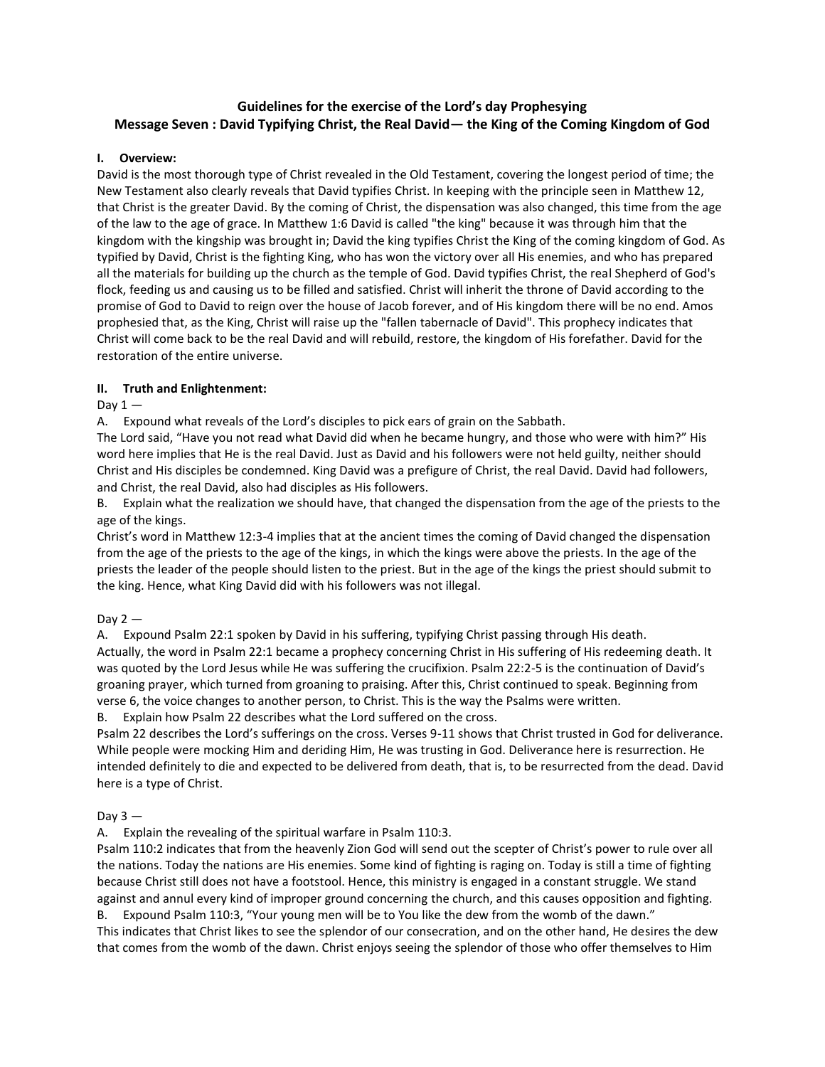**Guidelines for the exercise of the Lord's day Prophesying**
**Message Seven : David Typifying Christ, the Real David— the King of the Coming Kingdom of God**

## I. Overview:

David is the most thorough type of Christ revealed in the Old Testament, covering the longest period of time; the New Testament also clearly reveals that David typifies Christ. In keeping with the principle seen in Matthew 12, that Christ is the greater David. By the coming of Christ, the dispensation was also changed, this time from the age of the law to the age of grace. In Matthew 1:6 David is called "the king" because it was through him that the kingdom with the kingship was brought in; David the king typifies Christ the King of the coming kingdom of God. As typified by David, Christ is the fighting King, who has won the victory over all His enemies, and who has prepared all the materials for building up the church as the temple of God. David typifies Christ, the real Shepherd of God's flock, feeding us and causing us to be filled and satisfied. Christ will inherit the throne of David according to the promise of God to David to reign over the house of Jacob forever, and of His kingdom there will be no end. Amos prophesied that, as the King, Christ will raise up the "fallen tabernacle of David". This prophecy indicates that Christ will come back to be the real David and will rebuild, restore, the kingdom of His forefather. David for the restoration of the entire universe.

## II. Truth and Enlightenment:

Day 1 —

A. Expound what reveals of the Lord's disciples to pick ears of grain on the Sabbath.

The Lord said, "Have you not read what David did when he became hungry, and those who were with him?" His word here implies that He is the real David. Just as David and his followers were not held guilty, neither should Christ and His disciples be condemned. King David was a prefigure of Christ, the real David. David had followers, and Christ, the real David, also had disciples as His followers.

B. Explain what the realization we should have, that changed the dispensation from the age of the priests to the age of the kings.

Christ's word in Matthew 12:3-4 implies that at the ancient times the coming of David changed the dispensation from the age of the priests to the age of the kings, in which the kings were above the priests. In the age of the priests the leader of the people should listen to the priest. But in the age of the kings the priest should submit to the king. Hence, what King David did with his followers was not illegal.

Day 2 —

A. Expound Psalm 22:1 spoken by David in his suffering, typifying Christ passing through His death.

Actually, the word in Psalm 22:1 became a prophecy concerning Christ in His suffering of His redeeming death. It was quoted by the Lord Jesus while He was suffering the crucifixion. Psalm 22:2-5 is the continuation of David's groaning prayer, which turned from groaning to praising. After this, Christ continued to speak. Beginning from verse 6, the voice changes to another person, to Christ. This is the way the Psalms were written.

B. Explain how Psalm 22 describes what the Lord suffered on the cross.

Psalm 22 describes the Lord's sufferings on the cross. Verses 9-11 shows that Christ trusted in God for deliverance. While people were mocking Him and deriding Him, He was trusting in God. Deliverance here is resurrection. He intended definitely to die and expected to be delivered from death, that is, to be resurrected from the dead. David here is a type of Christ.

Day 3 —

A. Explain the revealing of the spiritual warfare in Psalm 110:3.

Psalm 110:2 indicates that from the heavenly Zion God will send out the scepter of Christ's power to rule over all the nations. Today the nations are His enemies. Some kind of fighting is raging on. Today is still a time of fighting because Christ still does not have a footstool. Hence, this ministry is engaged in a constant struggle. We stand against and annul every kind of improper ground concerning the church, and this causes opposition and fighting.

B. Expound Psalm 110:3, "Your young men will be to You like the dew from the womb of the dawn."

This indicates that Christ likes to see the splendor of our consecration, and on the other hand, He desires the dew that comes from the womb of the dawn. Christ enjoys seeing the splendor of those who offer themselves to Him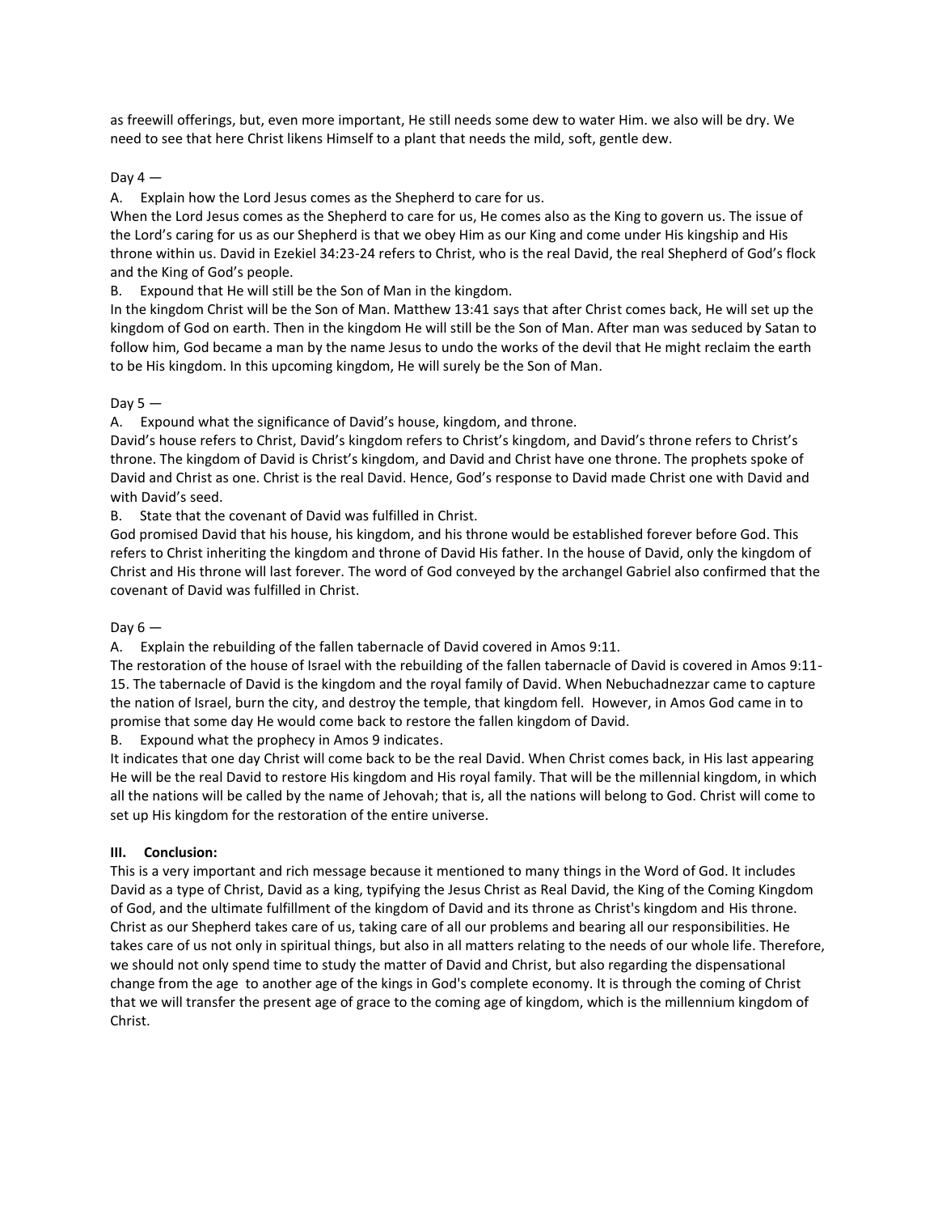as freewill offerings, but, even more important, He still needs some dew to water Him. we also will be dry. We need to see that here Christ likens Himself to a plant that needs the mild, soft, gentle dew.

Day 4 —

A. Explain how the Lord Jesus comes as the Shepherd to care for us.

When the Lord Jesus comes as the Shepherd to care for us, He comes also as the King to govern us. The issue of the Lord's caring for us as our Shepherd is that we obey Him as our King and come under His kingship and His throne within us. David in Ezekiel 34:23-24 refers to Christ, who is the real David, the real Shepherd of God's flock and the King of God's people.

B. Expound that He will still be the Son of Man in the kingdom.

In the kingdom Christ will be the Son of Man. Matthew 13:41 says that after Christ comes back, He will set up the kingdom of God on earth. Then in the kingdom He will still be the Son of Man. After man was seduced by Satan to follow him, God became a man by the name Jesus to undo the works of the devil that He might reclaim the earth to be His kingdom. In this upcoming kingdom, He will surely be the Son of Man.

Day 5 —

A. Expound what the significance of David's house, kingdom, and throne.

David's house refers to Christ, David's kingdom refers to Christ's kingdom, and David's throne refers to Christ's throne. The kingdom of David is Christ's kingdom, and David and Christ have one throne. The prophets spoke of David and Christ as one. Christ is the real David. Hence, God's response to David made Christ one with David and with David's seed.

B. State that the covenant of David was fulfilled in Christ.

God promised David that his house, his kingdom, and his throne would be established forever before God. This refers to Christ inheriting the kingdom and throne of David His father. In the house of David, only the kingdom of Christ and His throne will last forever. The word of God conveyed by the archangel Gabriel also confirmed that the covenant of David was fulfilled in Christ.

Day 6 —

A. Explain the rebuilding of the fallen tabernacle of David covered in Amos 9:11.

The restoration of the house of Israel with the rebuilding of the fallen tabernacle of David is covered in Amos 9:11-15. The tabernacle of David is the kingdom and the royal family of David. When Nebuchadnezzar came to capture the nation of Israel, burn the city, and destroy the temple, that kingdom fell. However, in Amos God came in to promise that some day He would come back to restore the fallen kingdom of David.

B. Expound what the prophecy in Amos 9 indicates.

It indicates that one day Christ will come back to be the real David. When Christ comes back, in His last appearing He will be the real David to restore His kingdom and His royal family. That will be the millennial kingdom, in which all the nations will be called by the name of Jehovah; that is, all the nations will belong to God. Christ will come to set up His kingdom for the restoration of the entire universe.

**III. Conclusion:**

This is a very important and rich message because it mentioned to many things in the Word of God. It includes David as a type of Christ, David as a king, typifying the Jesus Christ as Real David, the King of the Coming Kingdom of God, and the ultimate fulfillment of the kingdom of David and its throne as Christ's kingdom and His throne. Christ as our Shepherd takes care of us, taking care of all our problems and bearing all our responsibilities. He takes care of us not only in spiritual things, but also in all matters relating to the needs of our whole life. Therefore, we should not only spend time to study the matter of David and Christ, but also regarding the dispensational change from the age to another age of the kings in God's complete economy. It is through the coming of Christ that we will transfer the present age of grace to the coming age of kingdom, which is the millennium kingdom of Christ.